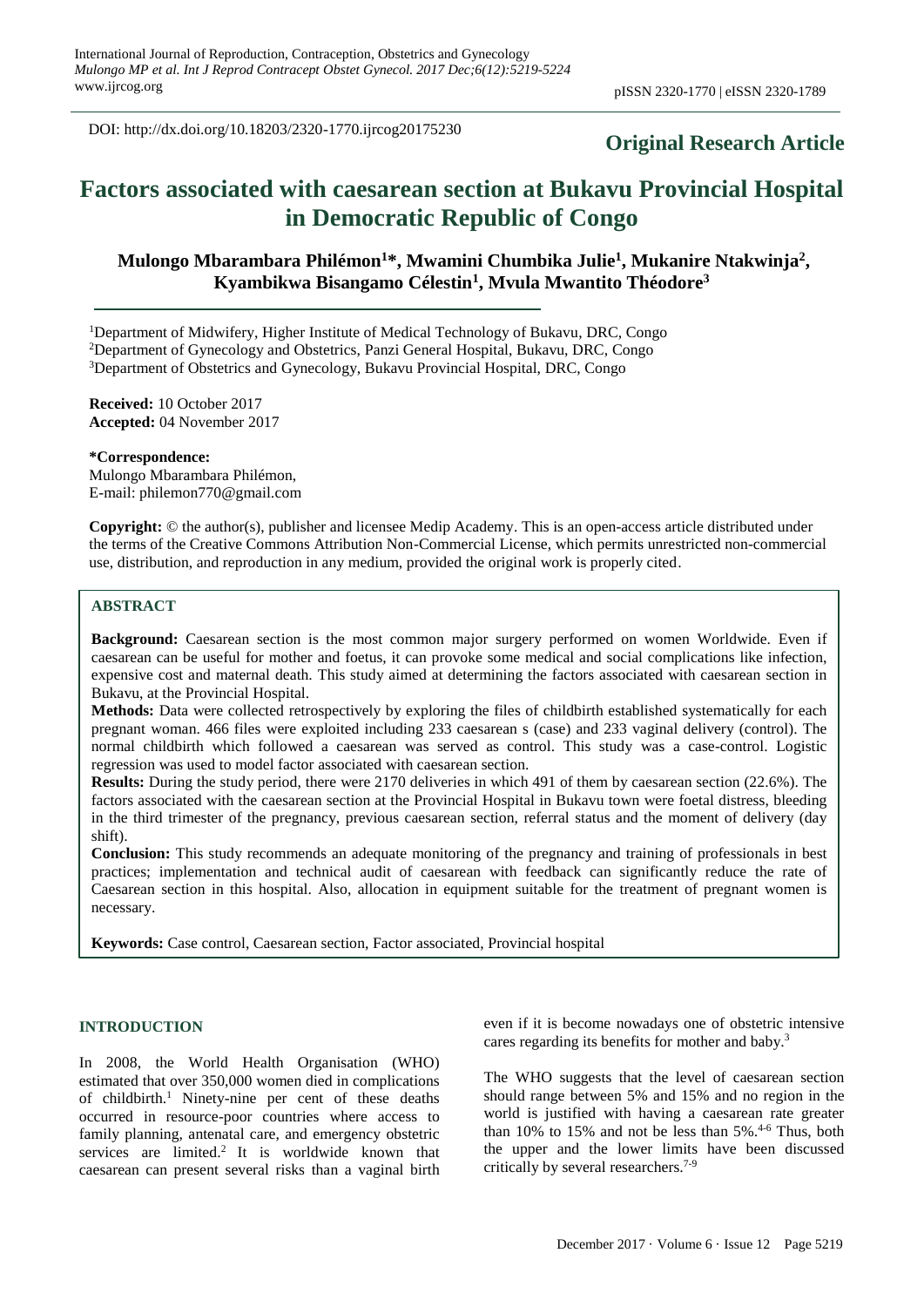DOI: http://dx.doi.org/10.18203/2320-1770.ijrcog20175230

**Original Research Article**

# Factors associated with caesarean section at Bukavu Provincial Hospital in Democratic Republic of Congo

**Mulongo Mbarambara Philémon[1]*, Mwamini Chumbika Julie[1], Mukanire Ntakwinja[2], Kyambikwa Bisangamo Célestin[1], Mvula Mwantito Théodore[3]**

[1]Department of Midwifery, Higher Institute of Medical Technology of Bukavu, DRC, Congo
[2]Department of Gynecology and Obstetrics, Panzi General Hospital, Bukavu, DRC, Congo
[3]Department of Obstetrics and Gynecology, Bukavu Provincial Hospital, DRC, Congo

**Received:** 10 October 2017
**Accepted:** 04 November 2017

**\*Correspondence:**
Mulongo Mbarambara Philémon,
E-mail: philemon770@gmail.com

**Copyright:** © the author(s), publisher and licensee Medip Academy. This is an open-access article distributed under the terms of the Creative Commons Attribution Non-Commercial License, which permits unrestricted non-commercial use, distribution, and reproduction in any medium, provided the original work is properly cited.

## ABSTRACT

**Background:** Caesarean section is the most common major surgery performed on women Worldwide. Even if caesarean can be useful for mother and foetus, it can provoke some medical and social complications like infection, expensive cost and maternal death. This study aimed at determining the factors associated with caesarean section in Bukavu, at the Provincial Hospital.

**Methods:** Data were collected retrospectively by exploring the files of childbirth established systematically for each pregnant woman. 466 files were exploited including 233 caesarean s (case) and 233 vaginal delivery (control). The normal childbirth which followed a caesarean was served as control. This study was a case-control. Logistic regression was used to model factor associated with caesarean section.

**Results:** During the study period, there were 2170 deliveries in which 491 of them by caesarean section (22.6%). The factors associated with the caesarean section at the Provincial Hospital in Bukavu town were foetal distress, bleeding in the third trimester of the pregnancy, previous caesarean section, referral status and the moment of delivery (day shift).

**Conclusion:** This study recommends an adequate monitoring of the pregnancy and training of professionals in best practices; implementation and technical audit of caesarean with feedback can significantly reduce the rate of Caesarean section in this hospital. Also, allocation in equipment suitable for the treatment of pregnant women is necessary.

**Keywords:** Case control, Caesarean section, Factor associated, Provincial hospital

## INTRODUCTION

In 2008, the World Health Organisation (WHO) estimated that over 350,000 women died in complications of childbirth.[1] Ninety-nine per cent of these deaths occurred in resource-poor countries where access to family planning, antenatal care, and emergency obstetric services are limited.[2] It is worldwide known that caesarean can present several risks than a vaginal birth even if it is become nowadays one of obstetric intensive cares regarding its benefits for mother and baby.[3]

The WHO suggests that the level of caesarean section should range between 5% and 15% and no region in the world is justified with having a caesarean rate greater than 10% to 15% and not be less than 5%.[4-6] Thus, both the upper and the lower limits have been discussed critically by several researchers.[7-9]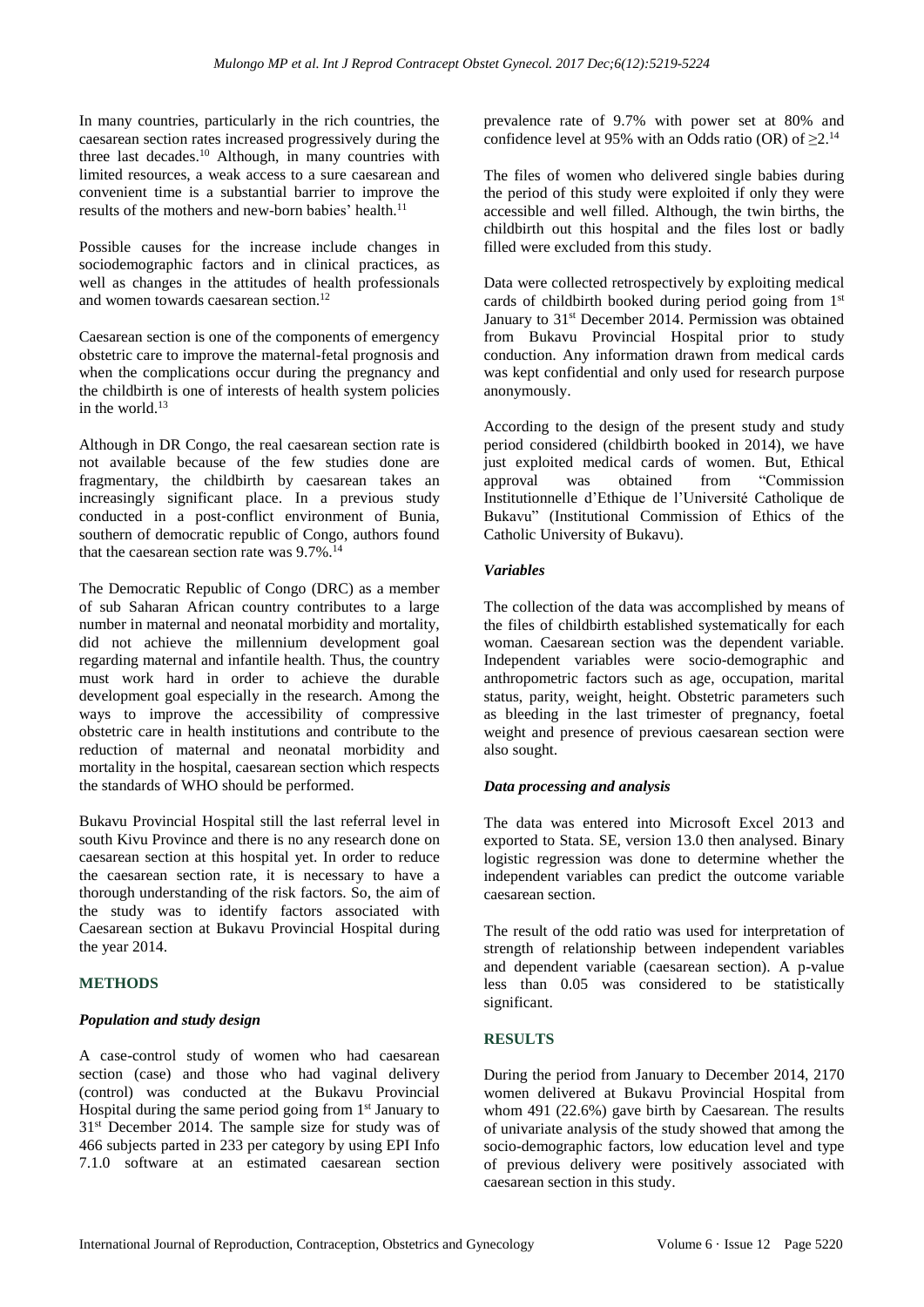In many countries, particularly in the rich countries, the caesarean section rates increased progressively during the three last decades.[10] Although, in many countries with limited resources, a weak access to a sure caesarean and convenient time is a substantial barrier to improve the results of the mothers and new-born babies' health.[11]

Possible causes for the increase include changes in sociodemographic factors and in clinical practices, as well as changes in the attitudes of health professionals and women towards caesarean section.[12]

Caesarean section is one of the components of emergency obstetric care to improve the maternal-fetal prognosis and when the complications occur during the pregnancy and the childbirth is one of interests of health system policies in the world.[13]

Although in DR Congo, the real caesarean section rate is not available because of the few studies done are fragmentary, the childbirth by caesarean takes an increasingly significant place. In a previous study conducted in a post-conflict environment of Bunia, southern of democratic republic of Congo, authors found that the caesarean section rate was 9.7%.[14]

The Democratic Republic of Congo (DRC) as a member of sub Saharan African country contributes to a large number in maternal and neonatal morbidity and mortality, did not achieve the millennium development goal regarding maternal and infantile health. Thus, the country must work hard in order to achieve the durable development goal especially in the research. Among the ways to improve the accessibility of compressive obstetric care in health institutions and contribute to the reduction of maternal and neonatal morbidity and mortality in the hospital, caesarean section which respects the standards of WHO should be performed.

Bukavu Provincial Hospital still the last referral level in south Kivu Province and there is no any research done on caesarean section at this hospital yet. In order to reduce the caesarean section rate, it is necessary to have a thorough understanding of the risk factors. So, the aim of the study was to identify factors associated with Caesarean section at Bukavu Provincial Hospital during the year 2014.

## METHODS

### *Population and study design*

A case-control study of women who had caesarean section (case) and those who had vaginal delivery (control) was conducted at the Bukavu Provincial Hospital during the same period going from 1st January to 31st December 2014. The sample size for study was of 466 subjects parted in 233 per category by using EPI Info 7.1.0 software at an estimated caesarean section prevalence rate of 9.7% with power set at 80% and confidence level at 95% with an Odds ratio (OR) of ≥2.[14]

The files of women who delivered single babies during the period of this study were exploited if only they were accessible and well filled. Although, the twin births, the childbirth out this hospital and the files lost or badly filled were excluded from this study.

Data were collected retrospectively by exploiting medical cards of childbirth booked during period going from 1st January to 31st December 2014. Permission was obtained from Bukavu Provincial Hospital prior to study conduction. Any information drawn from medical cards was kept confidential and only used for research purpose anonymously.

According to the design of the present study and study period considered (childbirth booked in 2014), we have just exploited medical cards of women. But, Ethical approval was obtained from "Commission Institutionnelle d'Ethique de l'Université Catholique de Bukavu" (Institutional Commission of Ethics of the Catholic University of Bukavu).

### *Variables*

The collection of the data was accomplished by means of the files of childbirth established systematically for each woman. Caesarean section was the dependent variable. Independent variables were socio-demographic and anthropometric factors such as age, occupation, marital status, parity, weight, height. Obstetric parameters such as bleeding in the last trimester of pregnancy, foetal weight and presence of previous caesarean section were also sought.

### *Data processing and analysis*

The data was entered into Microsoft Excel 2013 and exported to Stata. SE, version 13.0 then analysed. Binary logistic regression was done to determine whether the independent variables can predict the outcome variable caesarean section.

The result of the odd ratio was used for interpretation of strength of relationship between independent variables and dependent variable (caesarean section). A p-value less than 0.05 was considered to be statistically significant.

## RESULTS

During the period from January to December 2014, 2170 women delivered at Bukavu Provincial Hospital from whom 491 (22.6%) gave birth by Caesarean. The results of univariate analysis of the study showed that among the socio-demographic factors, low education level and type of previous delivery were positively associated with caesarean section in this study.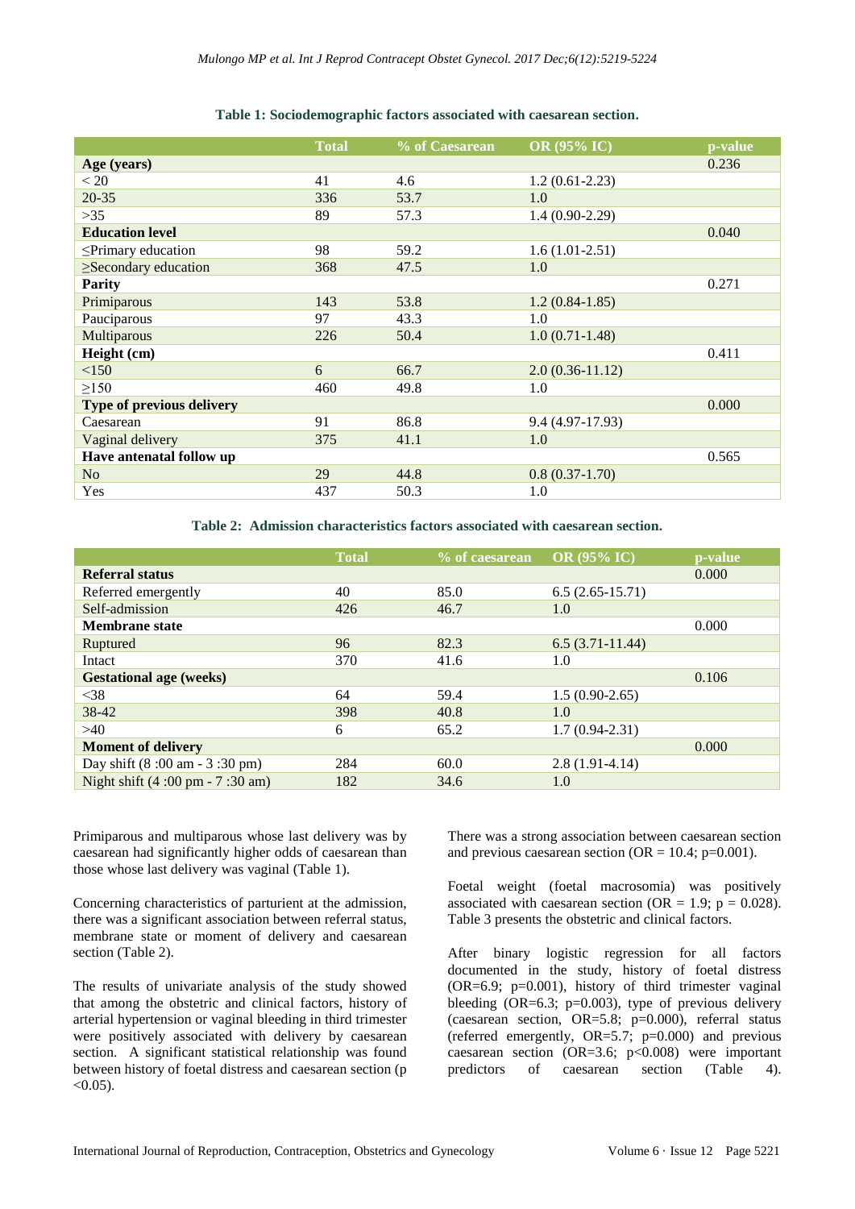**Table 1: Sociodemographic factors associated with caesarean section.**

| | Total | % of Caesarean | OR (95% IC) | p-value |
|---|---|---|---|---|
| **Age (years)** | | | | 0.236 |
| < 20 | 41 | 4.6 | 1.2 (0.61-2.23) | |
| 20-35 | 336 | 53.7 | 1.0 | |
| >35 | 89 | 57.3 | 1.4 (0.90-2.29) | |
| **Education level** | | | | 0.040 |
| ≤Primary education | 98 | 59.2 | 1.6 (1.01-2.51) | |
| ≥Secondary education | 368 | 47.5 | 1.0 | |
| **Parity** | | | | 0.271 |
| Primiparous | 143 | 53.8 | 1.2 (0.84-1.85) | |
| Pauciparous | 97 | 43.3 | 1.0 | |
| Multiparous | 226 | 50.4 | 1.0 (0.71-1.48) | |
| **Height (cm)** | | | | 0.411 |
| <150 | 6 | 66.7 | 2.0 (0.36-11.12) | |
| ≥150 | 460 | 49.8 | 1.0 | |
| **Type of previous delivery** | | | | 0.000 |
| Caesarean | 91 | 86.8 | 9.4 (4.97-17.93) | |
| Vaginal delivery | 375 | 41.1 | 1.0 | |
| **Have antenatal follow up** | | | | 0.565 |
| No | 29 | 44.8 | 0.8 (0.37-1.70) | |
| Yes | 437 | 50.3 | 1.0 | |

**Table 2: Admission characteristics factors associated with caesarean section.**

| | Total | % of caesarean | OR (95% IC) | p-value |
|---|---|---|---|---|
| **Referral status** | | | | 0.000 |
| Referred emergently | 40 | 85.0 | 6.5 (2.65-15.71) | |
| Self-admission | 426 | 46.7 | 1.0 | |
| **Membrane state** | | | | 0.000 |
| Ruptured | 96 | 82.3 | 6.5 (3.71-11.44) | |
| Intact | 370 | 41.6 | 1.0 | |
| **Gestational age (weeks)** | | | | 0.106 |
| <38 | 64 | 59.4 | 1.5 (0.90-2.65) | |
| 38-42 | 398 | 40.8 | 1.0 | |
| >40 | 6 | 65.2 | 1.7 (0.94-2.31) | |
| **Moment of delivery** | | | | 0.000 |
| Day shift (8 :00 am - 3 :30 pm) | 284 | 60.0 | 2.8 (1.91-4.14) | |
| Night shift (4 :00 pm - 7 :30 am) | 182 | 34.6 | 1.0 | |

Primiparous and multiparous whose last delivery was by caesarean had significantly higher odds of caesarean than those whose last delivery was vaginal (Table 1).

Concerning characteristics of parturient at the admission, there was a significant association between referral status, membrane state or moment of delivery and caesarean section (Table 2).

The results of univariate analysis of the study showed that among the obstetric and clinical factors, history of arterial hypertension or vaginal bleeding in third trimester were positively associated with delivery by caesarean section. A significant statistical relationship was found between history of foetal distress and caesarean section ($p < 0.05$).

There was a strong association between caesarean section and previous caesarean section (OR = 10.4; p=0.001).

Foetal weight (foetal macrosomia) was positively associated with caesarean section (OR = 1.9; p = 0.028). Table 3 presents the obstetric and clinical factors.

After binary logistic regression for all factors documented in the study, history of foetal distress (OR=6.9; p=0.001), history of third trimester vaginal bleeding (OR=6.3; p=0.003), type of previous delivery (caesarean section, OR=5.8; p=0.000), referral status (referred emergently, OR=5.7; p=0.000) and previous caesarean section (OR=3.6; p<0.008) were important predictors of caesarean section (Table 4).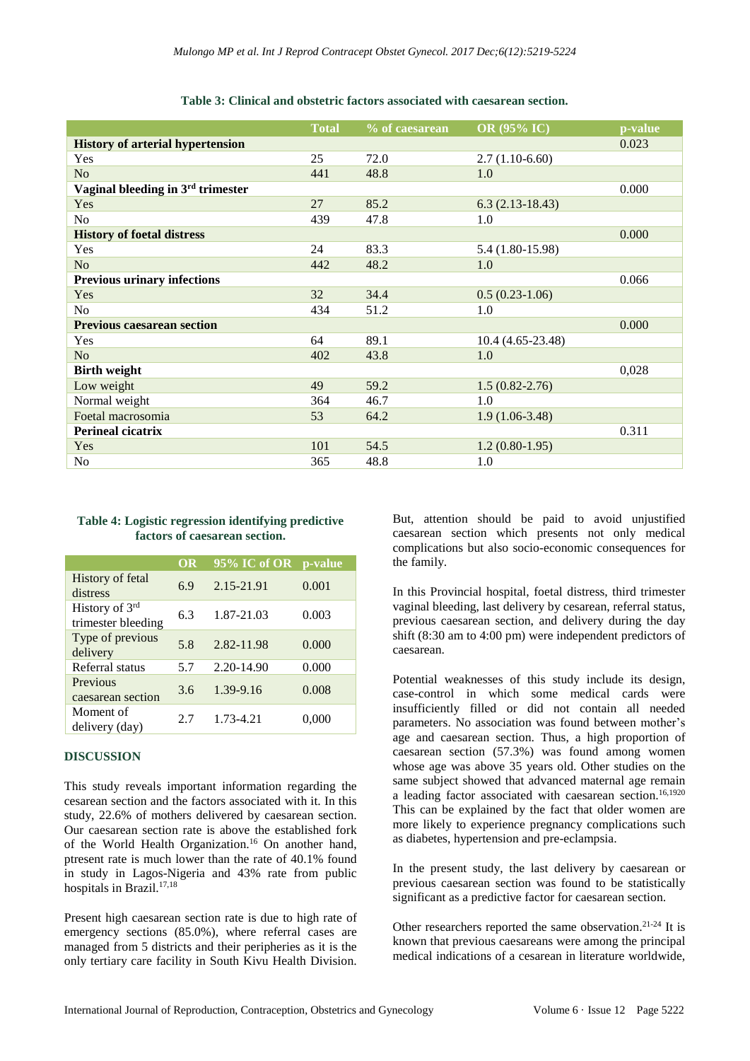**Table 3: Clinical and obstetric factors associated with caesarean section.**

| | Total | % of caesarean | OR (95% IC) | p-value |
|---|---|---|---|---|
| **History of arterial hypertension** | | | | 0.023 |
| Yes | 25 | 72.0 | 2.7 (1.10-6.60) | |
| No | 441 | 48.8 | 1.0 | |
| **Vaginal bleeding in 3rd trimester** | | | | 0.000 |
| Yes | 27 | 85.2 | 6.3 (2.13-18.43) | |
| No | 439 | 47.8 | 1.0 | |
| **History of foetal distress** | | | | 0.000 |
| Yes | 24 | 83.3 | 5.4 (1.80-15.98) | |
| No | 442 | 48.2 | 1.0 | |
| **Previous urinary infections** | | | | 0.066 |
| Yes | 32 | 34.4 | 0.5 (0.23-1.06) | |
| No | 434 | 51.2 | 1.0 | |
| **Previous caesarean section** | | | | 0.000 |
| Yes | 64 | 89.1 | 10.4 (4.65-23.48) | |
| No | 402 | 43.8 | 1.0 | |
| **Birth weight** | | | | 0,028 |
| Low weight | 49 | 59.2 | 1.5 (0.82-2.76) | |
| Normal weight | 364 | 46.7 | 1.0 | |
| Foetal macrosomia | 53 | 64.2 | 1.9 (1.06-3.48) | |
| **Perineal cicatrix** | | | | 0.311 |
| Yes | 101 | 54.5 | 1.2 (0.80-1.95) | |
| No | 365 | 48.8 | 1.0 | |

**Table 4: Logistic regression identifying predictive factors of caesarean section.**

| | OR | 95% IC of OR | p-value |
|---|---|---|---|
| History of fetal distress | 6.9 | 2.15-21.91 | 0.001 |
| History of 3rd trimester bleeding | 6.3 | 1.87-21.03 | 0.003 |
| Type of previous delivery | 5.8 | 2.82-11.98 | 0.000 |
| Referral status | 5.7 | 2.20-14.90 | 0.000 |
| Previous caesarean section | 3.6 | 1.39-9.16 | 0.008 |
| Moment of delivery (day) | 2.7 | 1.73-4.21 | 0,000 |

## DISCUSSION

This study reveals important information regarding the cesarean section and the factors associated with it. In this study, 22.6% of mothers delivered by caesarean section. Our caesarean section rate is above the established fork of the World Health Organization.[16] On another hand, ptresent rate is much lower than the rate of 40.1% found in study in Lagos-Nigeria and 43% rate from public hospitals in Brazil.[17,18]

Present high caesarean section rate is due to high rate of emergency sections (85.0%), where referral cases are managed from 5 districts and their peripheries as it is the only tertiary care facility in South Kivu Health Division. But, attention should be paid to avoid unjustified caesarean section which presents not only medical complications but also socio-economic consequences for the family.

In this Provincial hospital, foetal distress, third trimester vaginal bleeding, last delivery by cesarean, referral status, previous caesarean section, and delivery during the day shift (8:30 am to 4:00 pm) were independent predictors of caesarean.

Potential weaknesses of this study include its design, case-control in which some medical cards were insufficiently filled or did not contain all needed parameters. No association was found between mother's age and caesarean section. Thus, a high proportion of caesarean section (57.3%) was found among women whose age was above 35 years old. Other studies on the same subject showed that advanced maternal age remain a leading factor associated with caesarean section.[16,1920] This can be explained by the fact that older women are more likely to experience pregnancy complications such as diabetes, hypertension and pre-eclampsia.

In the present study, the last delivery by caesarean or previous caesarean section was found to be statistically significant as a predictive factor for caesarean section.

Other researchers reported the same observation.[21-24] It is known that previous caesareans were among the principal medical indications of a cesarean in literature worldwide,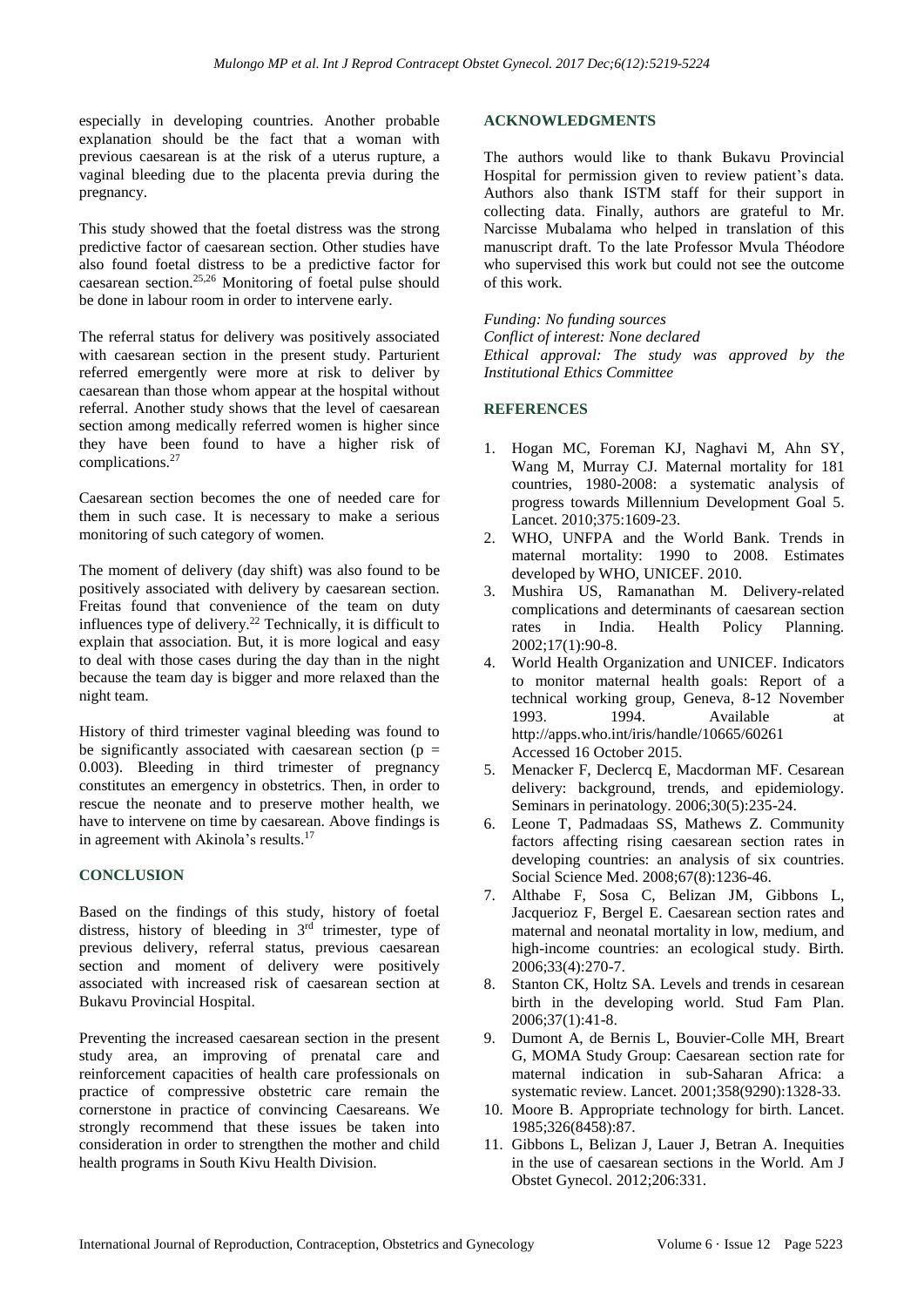especially in developing countries. Another probable explanation should be the fact that a woman with previous caesarean is at the risk of a uterus rupture, a vaginal bleeding due to the placenta previa during the pregnancy.

This study showed that the foetal distress was the strong predictive factor of caesarean section. Other studies have also found foetal distress to be a predictive factor for caesarean section.[25,26] Monitoring of foetal pulse should be done in labour room in order to intervene early.

The referral status for delivery was positively associated with caesarean section in the present study. Parturient referred emergently were more at risk to deliver by caesarean than those whom appear at the hospital without referral. Another study shows that the level of caesarean section among medically referred women is higher since they have been found to have a higher risk of complications.[27]

Caesarean section becomes the one of needed care for them in such case. It is necessary to make a serious monitoring of such category of women.

The moment of delivery (day shift) was also found to be positively associated with delivery by caesarean section. Freitas found that convenience of the team on duty influences type of delivery.[22] Technically, it is difficult to explain that association. But, it is more logical and easy to deal with those cases during the day than in the night because the team day is bigger and more relaxed than the night team.

History of third trimester vaginal bleeding was found to be significantly associated with caesarean section ($p = 0.003$). Bleeding in third trimester of pregnancy constitutes an emergency in obstetrics. Then, in order to rescue the neonate and to preserve mother health, we have to intervene on time by caesarean. Above findings is in agreement with Akinola's results.[17]

## CONCLUSION

Based on the findings of this study, history of foetal distress, history of bleeding in 3[rd] trimester, type of previous delivery, referral status, previous caesarean section and moment of delivery were positively associated with increased risk of caesarean section at Bukavu Provincial Hospital.

Preventing the increased caesarean section in the present study area, an improving of prenatal care and reinforcement capacities of health care professionals on practice of compressive obstetric care remain the cornerstone in practice of convincing Caesareans. We strongly recommend that these issues be taken into consideration in order to strengthen the mother and child health programs in South Kivu Health Division.

## ACKNOWLEDGMENTS

The authors would like to thank Bukavu Provincial Hospital for permission given to review patient's data. Authors also thank ISTM staff for their support in collecting data. Finally, authors are grateful to Mr. Narcisse Mubalama who helped in translation of this manuscript draft. To the late Professor Mvula Théodore who supervised this work but could not see the outcome of this work.

*Funding: No funding sources*
*Conflict of interest: None declared*
*Ethical approval: The study was approved by the Institutional Ethics Committee*

## REFERENCES

1. Hogan MC, Foreman KJ, Naghavi M, Ahn SY, Wang M, Murray CJ. Maternal mortality for 181 countries, 1980-2008: a systematic analysis of progress towards Millennium Development Goal 5. Lancet. 2010;375:1609-23.
2. WHO, UNFPA and the World Bank. Trends in maternal mortality: 1990 to 2008. Estimates developed by WHO, UNICEF. 2010.
3. Mushira US, Ramanathan M. Delivery-related complications and determinants of caesarean section rates in India. Health Policy Planning. 2002;17(1):90-8.
4. World Health Organization and UNICEF. Indicators to monitor maternal health goals: Report of a technical working group, Geneva, 8-12 November 1993. 1994. Available at http://apps.who.int/iris/handle/10665/60261 Accessed 16 October 2015.
5. Menacker F, Declercq E, Macdorman MF. Cesarean delivery: background, trends, and epidemiology. Seminars in perinatology. 2006;30(5):235-24.
6. Leone T, Padmadaas SS, Mathews Z. Community factors affecting rising caesarean section rates in developing countries: an analysis of six countries. Social Science Med. 2008;67(8):1236-46.
7. Althabe F, Sosa C, Belizan JM, Gibbons L, Jacquerioz F, Bergel E. Caesarean section rates and maternal and neonatal mortality in low, medium, and high-income countries: an ecological study. Birth. 2006;33(4):270-7.
8. Stanton CK, Holtz SA. Levels and trends in cesarean birth in the developing world. Stud Fam Plan. 2006;37(1):41-8.
9. Dumont A, de Bernis L, Bouvier-Colle MH, Breart G, MOMA Study Group: Caesarean section rate for maternal indication in sub-Saharan Africa: a systematic review. Lancet. 2001;358(9290):1328-33.
10. Moore B. Appropriate technology for birth. Lancet. 1985;326(8458):87.
11. Gibbons L, Belizan J, Lauer J, Betran A. Inequities in the use of caesarean sections in the World. Am J Obstet Gynecol. 2012;206:331.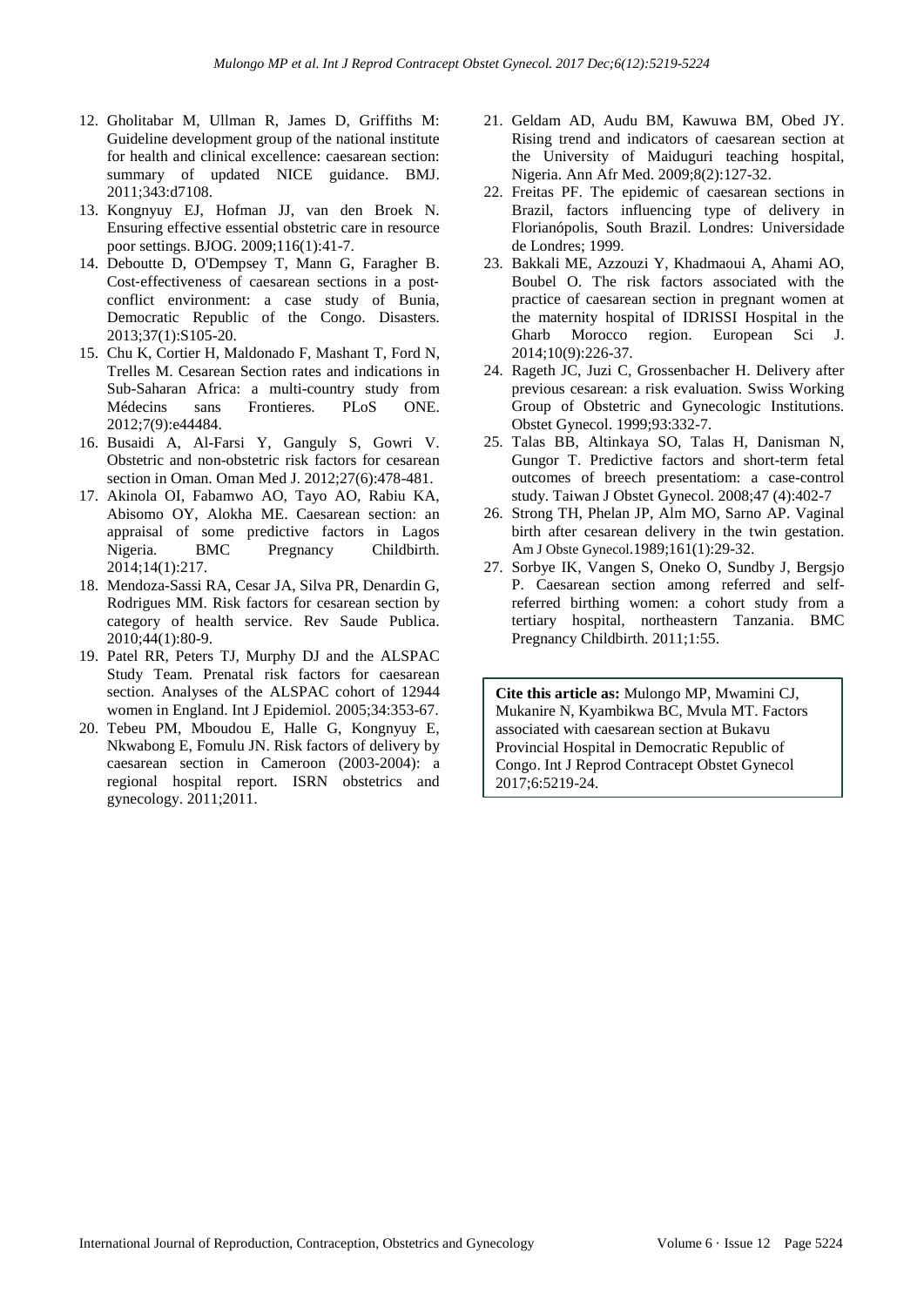12. Gholitabar M, Ullman R, James D, Griffiths M: Guideline development group of the national institute for health and clinical excellence: caesarean section: summary of updated NICE guidance. BMJ. 2011;343:d7108.
13. Kongnyuy EJ, Hofman JJ, van den Broek N. Ensuring effective essential obstetric care in resource poor settings. BJOG. 2009;116(1):41-7.
14. Deboutte D, O'Dempsey T, Mann G, Faragher B. Cost-effectiveness of caesarean sections in a post-conflict environment: a case study of Bunia, Democratic Republic of the Congo. Disasters. 2013;37(1):S105-20.
15. Chu K, Cortier H, Maldonado F, Mashant T, Ford N, Trelles M. Cesarean Section rates and indications in Sub-Saharan Africa: a multi-country study from Médecins sans Frontieres. PLoS ONE. 2012;7(9):e44484.
16. Busaidi A, Al-Farsi Y, Ganguly S, Gowri V. Obstetric and non-obstetric risk factors for cesarean section in Oman. Oman Med J. 2012;27(6):478-481.
17. Akinola OI, Fabamwo AO, Tayo AO, Rabiu KA, Abisomo OY, Alokha ME. Caesarean section: an appraisal of some predictive factors in Lagos Nigeria. BMC Pregnancy Childbirth. 2014;14(1):217.
18. Mendoza-Sassi RA, Cesar JA, Silva PR, Denardin G, Rodrigues MM. Risk factors for cesarean section by category of health service. Rev Saude Publica. 2010;44(1):80-9.
19. Patel RR, Peters TJ, Murphy DJ and the ALSPAC Study Team. Prenatal risk factors for caesarean section. Analyses of the ALSPAC cohort of 12944 women in England. Int J Epidemiol. 2005;34:353-67.
20. Tebeu PM, Mboudou E, Halle G, Kongnyuy E, Nkwabong E, Fomulu JN. Risk factors of delivery by caesarean section in Cameroon (2003-2004): a regional hospital report. ISRN obstetrics and gynecology. 2011;2011.
21. Geldam AD, Audu BM, Kawuwa BM, Obed JY. Rising trend and indicators of caesarean section at the University of Maiduguri teaching hospital, Nigeria. Ann Afr Med. 2009;8(2):127-32.
22. Freitas PF. The epidemic of caesarean sections in Brazil, factors influencing type of delivery in Florianópolis, South Brazil. Londres: Universidade de Londres; 1999.
23. Bakkali ME, Azzouzi Y, Khadmaoui A, Ahami AO, Boubel O. The risk factors associated with the practice of caesarean section in pregnant women at the maternity hospital of IDRISSI Hospital in the Gharb Morocco region. European Sci J. 2014;10(9):226-37.
24. Rageth JC, Juzi C, Grossenbacher H. Delivery after previous cesarean: a risk evaluation. Swiss Working Group of Obstetric and Gynecologic Institutions. Obstet Gynecol. 1999;93:332-7.
25. Talas BB, Altinkaya SO, Talas H, Danisman N, Gungor T. Predictive factors and short-term fetal outcomes of breech presentatiom: a case-control study. Taiwan J Obstet Gynecol. 2008;47 (4):402-7
26. Strong TH, Phelan JP, Alm MO, Sarno AP. Vaginal birth after cesarean delivery in the twin gestation. Am J Obste Gynecol.1989;161(1):29-32.
27. Sorbye IK, Vangen S, Oneko O, Sundby J, Bergsjo P. Caesarean section among referred and self-referred birthing women: a cohort study from a tertiary hospital, northeastern Tanzania. BMC Pregnancy Childbirth. 2011;1:55.

**Cite this article as:** Mulongo MP, Mwamini CJ, Mukanire N, Kyambikwa BC, Mvula MT. Factors associated with caesarean section at Bukavu Provincial Hospital in Democratic Republic of Congo. Int J Reprod Contracept Obstet Gynecol 2017;6:5219-24.